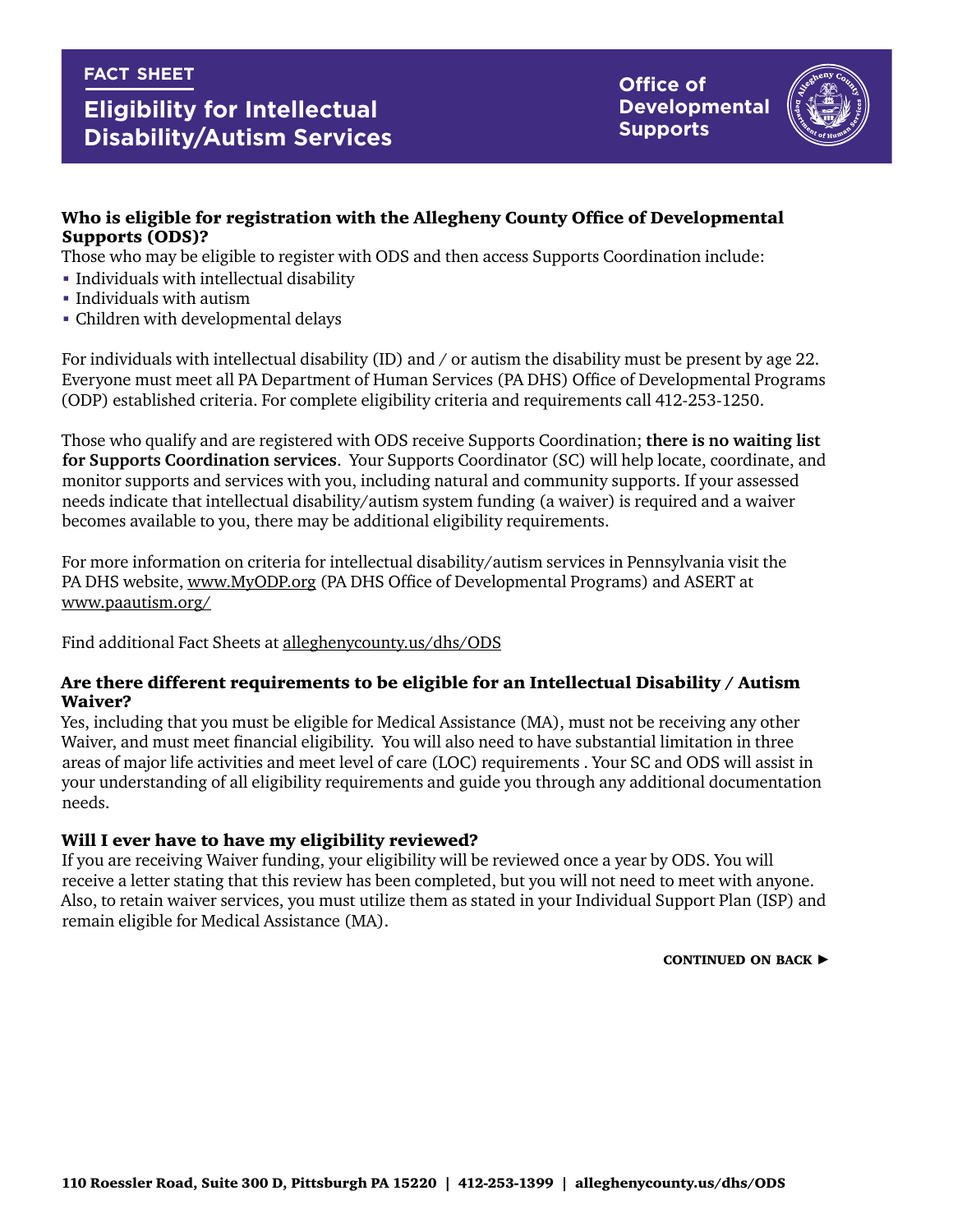FACT SHEET

# Eligibility for Intellectual Disability/Autism Services

Office of Developmental Supports

## Who is eligible for registration with the Allegheny County Office of Developmental Supports (ODS)?

Those who may be eligible to register with ODS and then access Supports Coordination include:

- Individuals with intellectual disability
- Individuals with autism
- Children with developmental delays

For individuals with intellectual disability (ID) and / or autism the disability must be present by age 22. Everyone must meet all PA Department of Human Services (PA DHS) Office of Developmental Programs (ODP) established criteria. For complete eligibility criteria and requirements call 412-253-1250.

Those who qualify and are registered with ODS receive Supports Coordination; **there is no waiting list for Supports Coordination services**. Your Supports Coordinator (SC) will help locate, coordinate, and monitor supports and services with you, including natural and community supports. If your assessed needs indicate that intellectual disability/autism system funding (a waiver) is required and a waiver becomes available to you, there may be additional eligibility requirements.

For more information on criteria for intellectual disability/autism services in Pennsylvania visit the PA DHS website, www.MyODP.org (PA DHS Office of Developmental Programs) and ASERT at www.paautism.org/

Find additional Fact Sheets at alleghenycounty.us/dhs/ODS

## Are there different requirements to be eligible for an Intellectual Disability / Autism Waiver?

Yes, including that you must be eligible for Medical Assistance (MA), must not be receiving any other Waiver, and must meet financial eligibility. You will also need to have substantial limitation in three areas of major life activities and meet level of care (LOC) requirements . Your SC and ODS will assist in your understanding of all eligibility requirements and guide you through any additional documentation needs.

## Will I ever have to have my eligibility reviewed?

If you are receiving Waiver funding, your eligibility will be reviewed once a year by ODS. You will receive a letter stating that this review has been completed, but you will not need to meet with anyone. Also, to retain waiver services, you must utilize them as stated in your Individual Support Plan (ISP) and remain eligible for Medical Assistance (MA).

**CONTINUED ON BACK ►**

**110 Roessler Road, Suite 300 D, Pittsburgh PA 15220 | 412-253-1399 | alleghenycounty.us/dhs/ODS**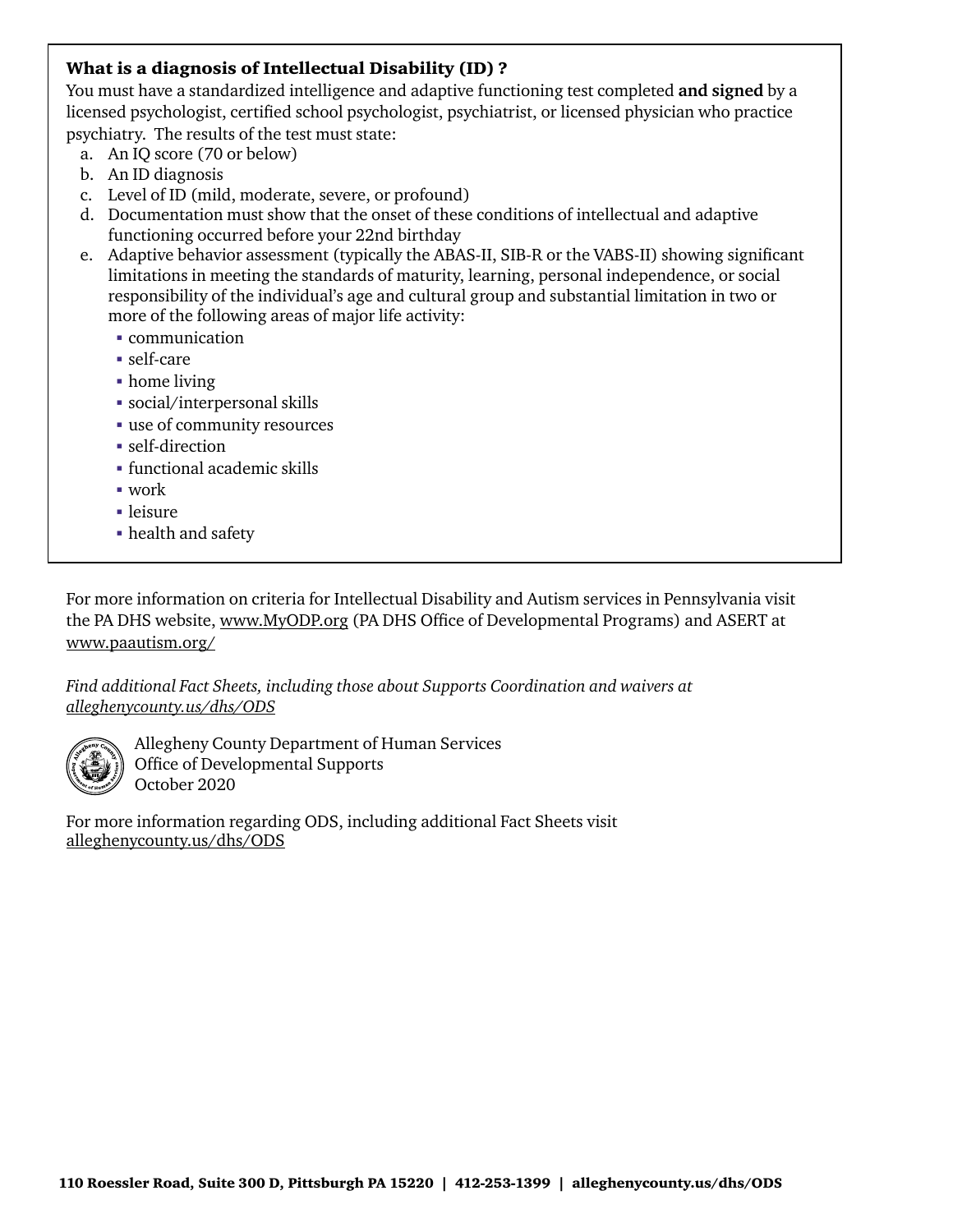### What is a diagnosis of Intellectual Disability (ID) ?

You must have a standardized intelligence and adaptive functioning test completed **and signed** by a licensed psychologist, certified school psychologist, psychiatrist, or licensed physician who practice psychiatry. The results of the test must state:

a. An IQ score (70 or below)
b. An ID diagnosis
c. Level of ID (mild, moderate, severe, or profound)
d. Documentation must show that the onset of these conditions of intellectual and adaptive functioning occurred before your 22nd birthday
e. Adaptive behavior assessment (typically the ABAS-II, SIB-R or the VABS-II) showing significant limitations in meeting the standards of maturity, learning, personal independence, or social responsibility of the individual's age and cultural group and substantial limitation in two or more of the following areas of major life activity:
   - communication
   - self-care
   - home living
   - social/interpersonal skills
   - use of community resources
   - self-direction
   - functional academic skills
   - work
   - leisure
   - health and safety

For more information on criteria for Intellectual Disability and Autism services in Pennsylvania visit the PA DHS website, www.MyODP.org (PA DHS Office of Developmental Programs) and ASERT at www.paautism.org/

*Find additional Fact Sheets, including those about Supports Coordination and waivers at alleghenycounty.us/dhs/ODS*

Allegheny County Department of Human Services
Office of Developmental Supports
October 2020

For more information regarding ODS, including additional Fact Sheets visit alleghenycounty.us/dhs/ODS

**110 Roessler Road, Suite 300 D, Pittsburgh PA 15220 | 412-253-1399 | alleghenycounty.us/dhs/ODS**